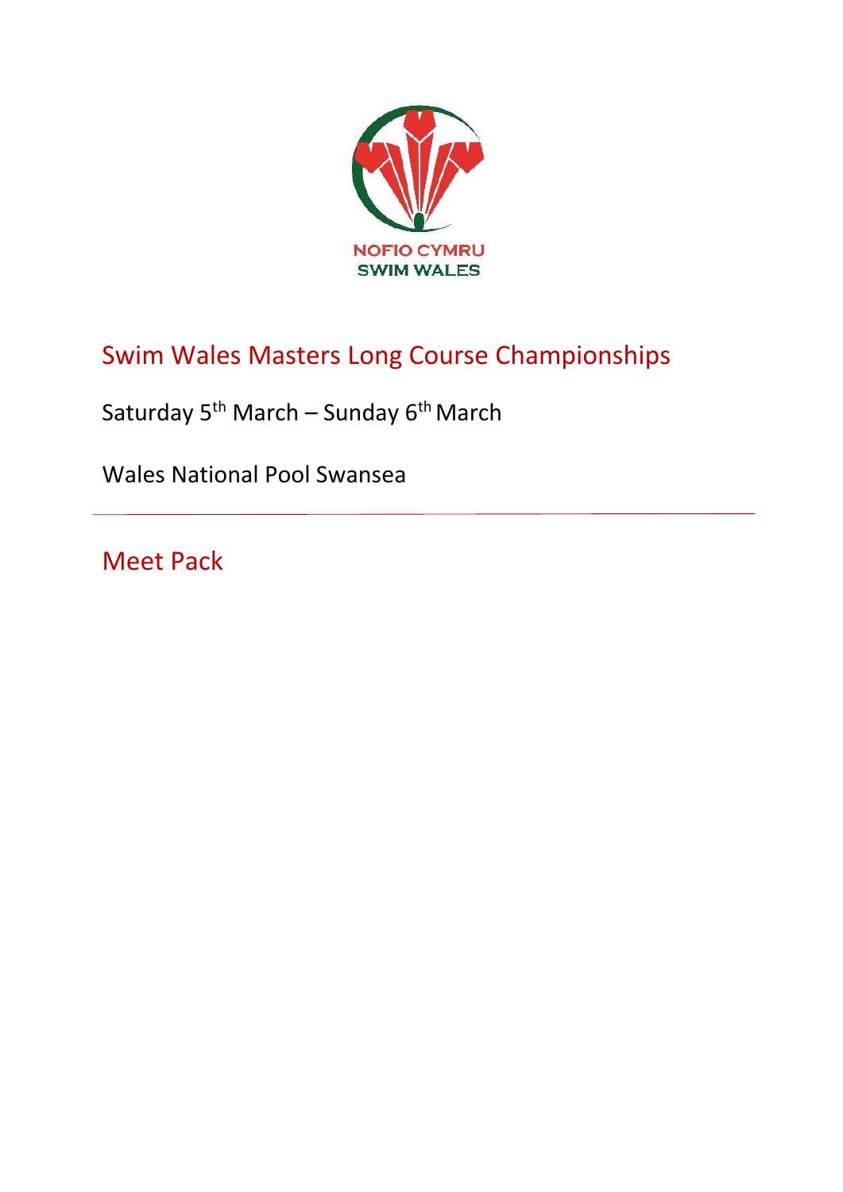NOFIO CYMRU
SWIM WALES

# Swim Wales Masters Long Course Championships

Saturday 5th March – Sunday 6th March

Wales National Pool Swansea

---

## Meet Pack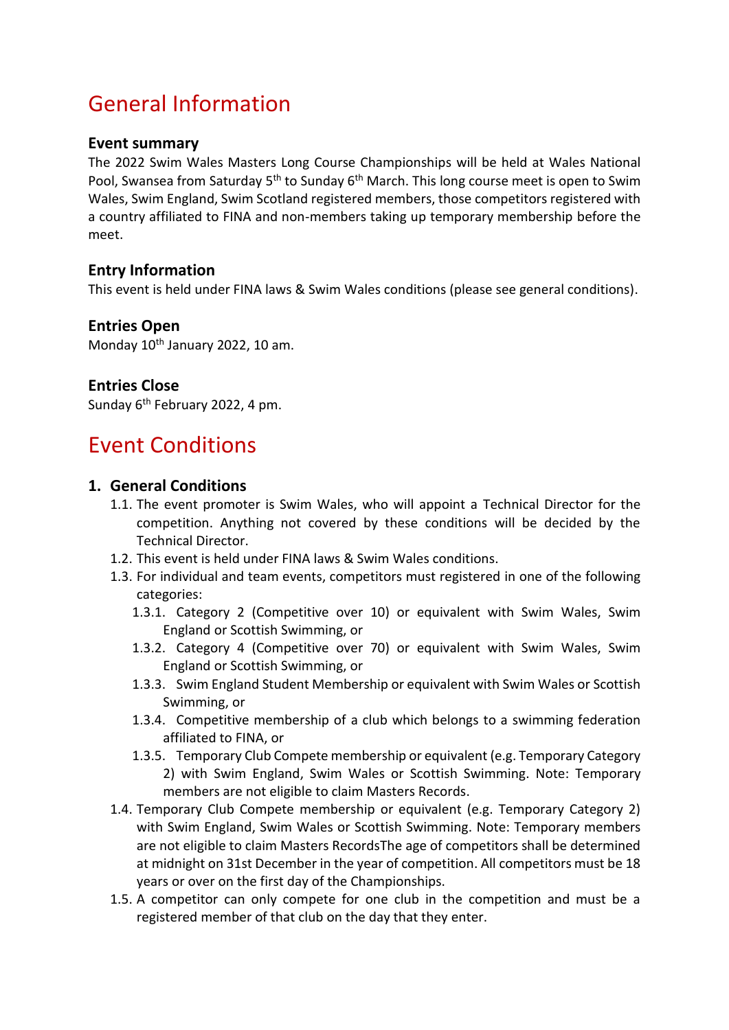# General Information

### Event summary

The 2022 Swim Wales Masters Long Course Championships will be held at Wales National Pool, Swansea from Saturday 5th to Sunday 6th March. This long course meet is open to Swim Wales, Swim England, Swim Scotland registered members, those competitors registered with a country affiliated to FINA and non-members taking up temporary membership before the meet.

### Entry Information

This event is held under FINA laws & Swim Wales conditions (please see general conditions).

### Entries Open

Monday 10th January 2022, 10 am.

### Entries Close

Sunday 6th February 2022, 4 pm.

# Event Conditions

### 1. General Conditions

1.1. The event promoter is Swim Wales, who will appoint a Technical Director for the competition. Anything not covered by these conditions will be decided by the Technical Director.

1.2. This event is held under FINA laws & Swim Wales conditions.

1.3. For individual and team events, competitors must registered in one of the following categories:

1.3.1. Category 2 (Competitive over 10) or equivalent with Swim Wales, Swim England or Scottish Swimming, or

1.3.2. Category 4 (Competitive over 70) or equivalent with Swim Wales, Swim England or Scottish Swimming, or

1.3.3. Swim England Student Membership or equivalent with Swim Wales or Scottish Swimming, or

1.3.4. Competitive membership of a club which belongs to a swimming federation affiliated to FINA, or

1.3.5. Temporary Club Compete membership or equivalent (e.g. Temporary Category 2) with Swim England, Swim Wales or Scottish Swimming. Note: Temporary members are not eligible to claim Masters Records.

1.4. Temporary Club Compete membership or equivalent (e.g. Temporary Category 2) with Swim England, Swim Wales or Scottish Swimming. Note: Temporary members are not eligible to claim Masters RecordsThe age of competitors shall be determined at midnight on 31st December in the year of competition. All competitors must be 18 years or over on the first day of the Championships.

1.5. A competitor can only compete for one club in the competition and must be a registered member of that club on the day that they enter.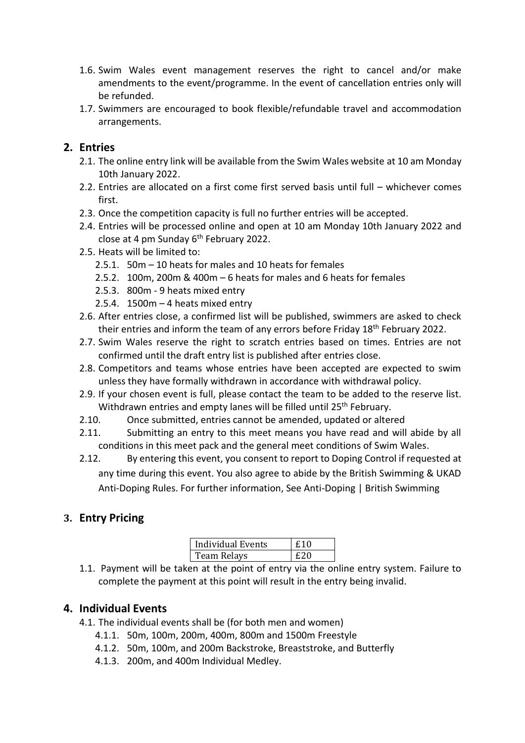1.6. Swim Wales event management reserves the right to cancel and/or make amendments to the event/programme. In the event of cancellation entries only will be refunded.

1.7. Swimmers are encouraged to book flexible/refundable travel and accommodation arrangements.

## 2. Entries

2.1. The online entry link will be available from the Swim Wales website at 10 am Monday 10th January 2022.

2.2. Entries are allocated on a first come first served basis until full – whichever comes first.

2.3. Once the competition capacity is full no further entries will be accepted.

2.4. Entries will be processed online and open at 10 am Monday 10th January 2022 and close at 4 pm Sunday 6th February 2022.

2.5. Heats will be limited to:

- 2.5.1. 50m – 10 heats for males and 10 heats for females
- 2.5.2. 100m, 200m & 400m – 6 heats for males and 6 heats for females
- 2.5.3. 800m - 9 heats mixed entry
- 2.5.4. 1500m – 4 heats mixed entry

2.6. After entries close, a confirmed list will be published, swimmers are asked to check their entries and inform the team of any errors before Friday 18th February 2022.

2.7. Swim Wales reserve the right to scratch entries based on times. Entries are not confirmed until the draft entry list is published after entries close.

2.8. Competitors and teams whose entries have been accepted are expected to swim unless they have formally withdrawn in accordance with withdrawal policy.

2.9. If your chosen event is full, please contact the team to be added to the reserve list. Withdrawn entries and empty lanes will be filled until 25th February.

2.10. Once submitted, entries cannot be amended, updated or altered

2.11. Submitting an entry to this meet means you have read and will abide by all conditions in this meet pack and the general meet conditions of Swim Wales.

2.12. By entering this event, you consent to report to Doping Control if requested at any time during this event. You also agree to abide by the British Swimming & UKAD Anti-Doping Rules. For further information, See Anti-Doping | British Swimming

## 3. Entry Pricing

| Individual Events | £10 |
|---|---|
| Team Relays | £20 |

1.1. Payment will be taken at the point of entry via the online entry system. Failure to complete the payment at this point will result in the entry being invalid.

## 4. Individual Events

4.1. The individual events shall be (for both men and women)

- 4.1.1. 50m, 100m, 200m, 400m, 800m and 1500m Freestyle
- 4.1.2. 50m, 100m, and 200m Backstroke, Breaststroke, and Butterfly
- 4.1.3. 200m, and 400m Individual Medley.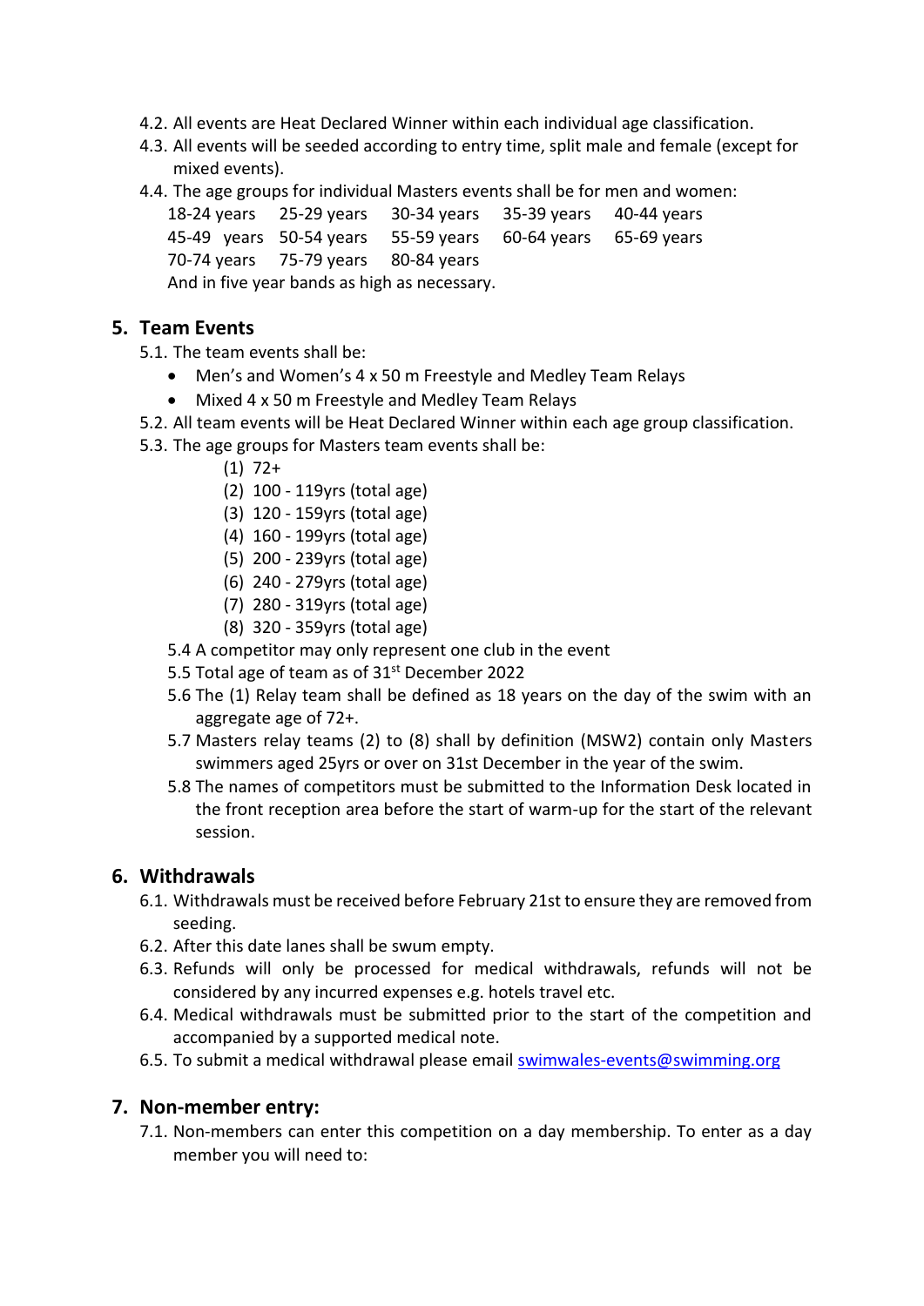4.2. All events are Heat Declared Winner within each individual age classification.

4.3. All events will be seeded according to entry time, split male and female (except for mixed events).

4.4. The age groups for individual Masters events shall be for men and women:

| | | | | |
|---|---|---|---|---|
| 18-24 years | 25-29 years | 30-34 years | 35-39 years | 40-44 years |
| 45-49 years | 50-54 years | 55-59 years | 60-64 years | 65-69 years |
| 70-74 years | 75-79 years | 80-84 years | | |

And in five year bands as high as necessary.

## 5. Team Events

5.1. The team events shall be:

- Men's and Women's 4 x 50 m Freestyle and Medley Team Relays
- Mixed 4 x 50 m Freestyle and Medley Team Relays

5.2. All team events will be Heat Declared Winner within each age group classification.

5.3. The age groups for Masters team events shall be:

(1) 72+
(2) 100 - 119yrs (total age)
(3) 120 - 159yrs (total age)
(4) 160 - 199yrs (total age)
(5) 200 - 239yrs (total age)
(6) 240 - 279yrs (total age)
(7) 280 - 319yrs (total age)
(8) 320 - 359yrs (total age)

5.4 A competitor may only represent one club in the event

5.5 Total age of team as of 31st December 2022

5.6 The (1) Relay team shall be defined as 18 years on the day of the swim with an aggregate age of 72+.

5.7 Masters relay teams (2) to (8) shall by definition (MSW2) contain only Masters swimmers aged 25yrs or over on 31st December in the year of the swim.

5.8 The names of competitors must be submitted to the Information Desk located in the front reception area before the start of warm-up for the start of the relevant session.

## 6. Withdrawals

6.1. Withdrawals must be received before February 21st to ensure they are removed from seeding.

6.2. After this date lanes shall be swum empty.

6.3. Refunds will only be processed for medical withdrawals, refunds will not be considered by any incurred expenses e.g. hotels travel etc.

6.4. Medical withdrawals must be submitted prior to the start of the competition and accompanied by a supported medical note.

6.5. To submit a medical withdrawal please email [swimwales-events@swimming.org](mailto:swimwales-events@swimming.org)

## 7. Non-member entry:

7.1. Non-members can enter this competition on a day membership. To enter as a day member you will need to: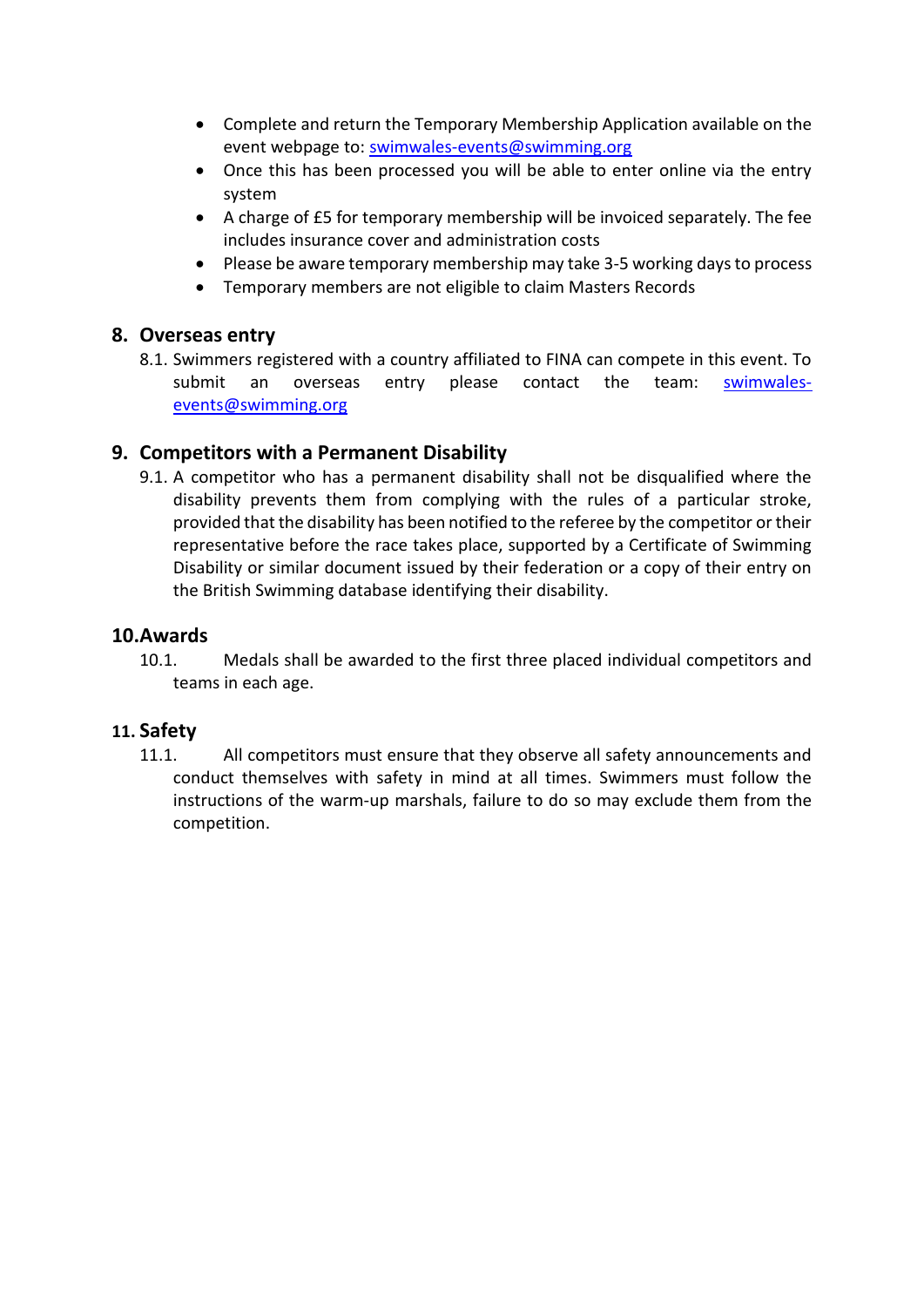- Complete and return the Temporary Membership Application available on the event webpage to: swimwales-events@swimming.org
- Once this has been processed you will be able to enter online via the entry system
- A charge of £5 for temporary membership will be invoiced separately. The fee includes insurance cover and administration costs
- Please be aware temporary membership may take 3-5 working days to process
- Temporary members are not eligible to claim Masters Records

## 8. Overseas entry

8.1. Swimmers registered with a country affiliated to FINA can compete in this event. To submit an overseas entry please contact the team: swimwales-events@swimming.org

## 9. Competitors with a Permanent Disability

9.1. A competitor who has a permanent disability shall not be disqualified where the disability prevents them from complying with the rules of a particular stroke, provided that the disability has been notified to the referee by the competitor or their representative before the race takes place, supported by a Certificate of Swimming Disability or similar document issued by their federation or a copy of their entry on the British Swimming database identifying their disability.

## 10. Awards

10.1. Medals shall be awarded to the first three placed individual competitors and teams in each age.

## 11. Safety

11.1. All competitors must ensure that they observe all safety announcements and conduct themselves with safety in mind at all times. Swimmers must follow the instructions of the warm-up marshals, failure to do so may exclude them from the competition.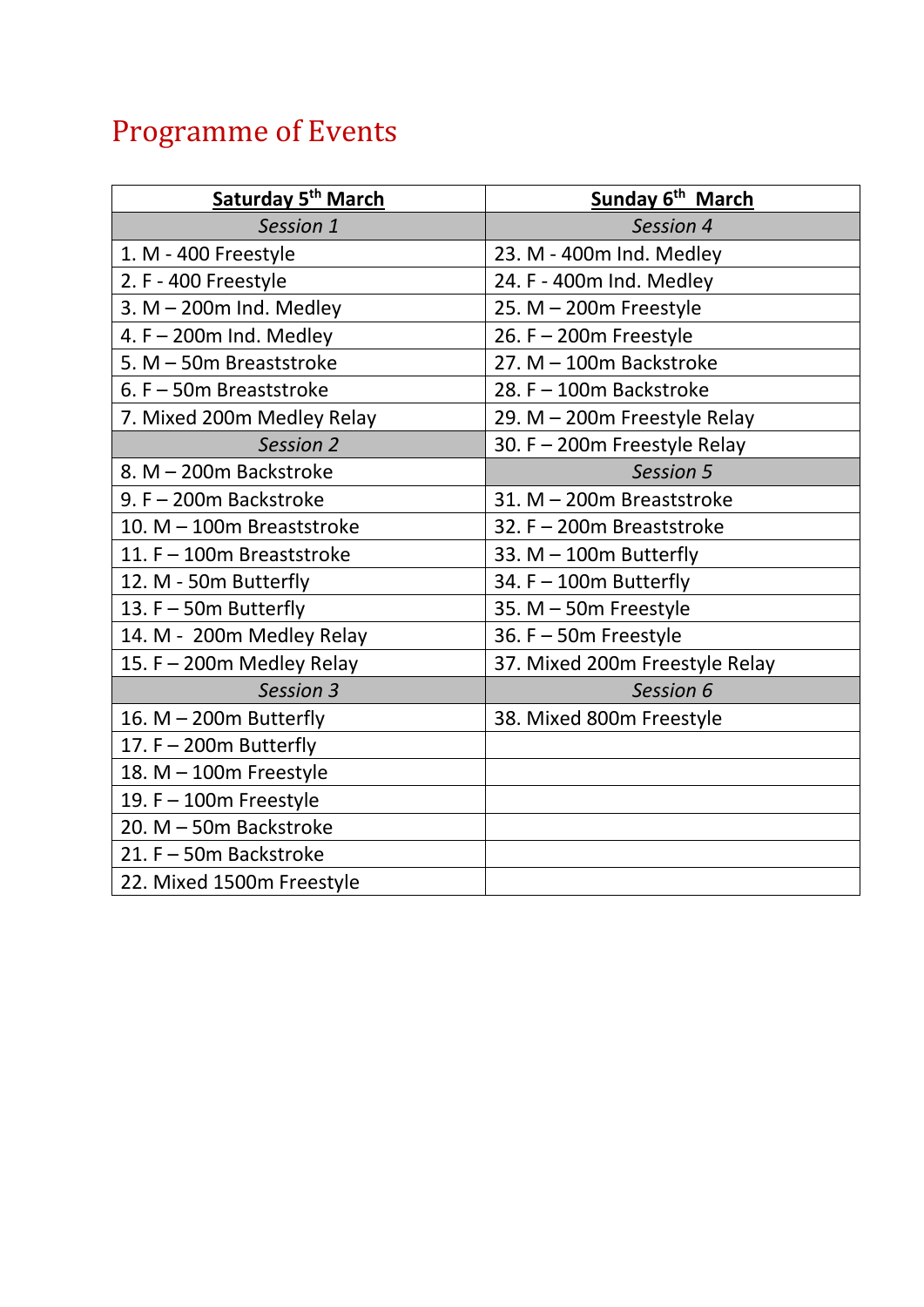# Programme of Events

| Saturday 5th March | Sunday 6th March |
|---|---|
| *Session 1* | *Session 4* |
| 1. M - 400 Freestyle | 23. M - 400m Ind. Medley |
| 2. F - 400 Freestyle | 24. F - 400m Ind. Medley |
| 3. M – 200m Ind. Medley | 25. M – 200m Freestyle |
| 4. F – 200m Ind. Medley | 26. F – 200m Freestyle |
| 5. M – 50m Breaststroke | 27. M – 100m Backstroke |
| 6. F – 50m Breaststroke | 28. F – 100m Backstroke |
| 7. Mixed 200m Medley Relay | 29. M – 200m Freestyle Relay |
| *Session 2* | 30. F – 200m Freestyle Relay |
| 8. M – 200m Backstroke | *Session 5* |
| 9. F – 200m Backstroke | 31. M – 200m Breaststroke |
| 10. M – 100m Breaststroke | 32. F – 200m Breaststroke |
| 11. F – 100m Breaststroke | 33. M – 100m Butterfly |
| 12. M - 50m Butterfly | 34. F – 100m Butterfly |
| 13. F – 50m Butterfly | 35. M – 50m Freestyle |
| 14. M - 200m Medley Relay | 36. F – 50m Freestyle |
| 15. F – 200m Medley Relay | 37. Mixed 200m Freestyle Relay |
| *Session 3* | *Session 6* |
| 16. M – 200m Butterfly | 38. Mixed 800m Freestyle |
| 17. F – 200m Butterfly | |
| 18. M – 100m Freestyle | |
| 19. F – 100m Freestyle | |
| 20. M – 50m Backstroke | |
| 21. F – 50m Backstroke | |
| 22. Mixed 1500m Freestyle | |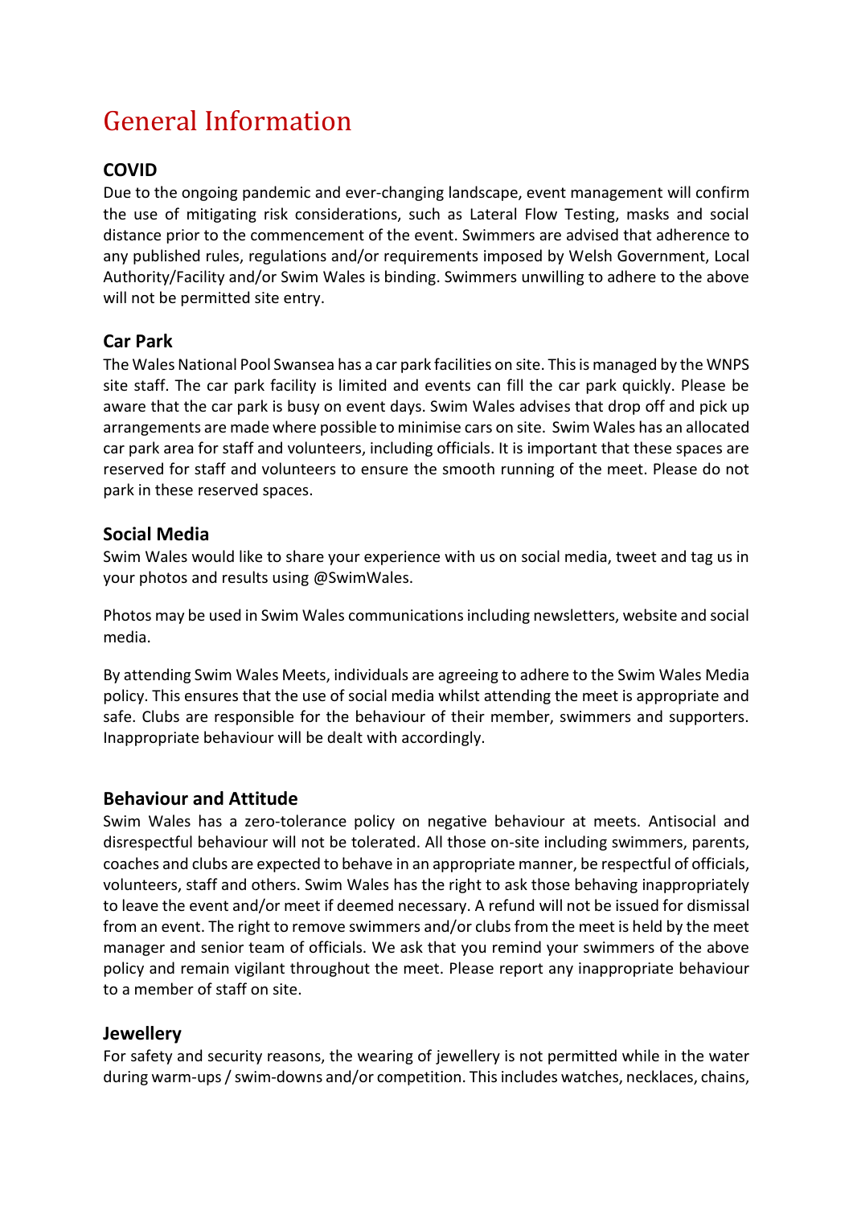# General Information

## COVID

Due to the ongoing pandemic and ever-changing landscape, event management will confirm the use of mitigating risk considerations, such as Lateral Flow Testing, masks and social distance prior to the commencement of the event. Swimmers are advised that adherence to any published rules, regulations and/or requirements imposed by Welsh Government, Local Authority/Facility and/or Swim Wales is binding. Swimmers unwilling to adhere to the above will not be permitted site entry.

## Car Park

The Wales National Pool Swansea has a car park facilities on site. This is managed by the WNPS site staff. The car park facility is limited and events can fill the car park quickly. Please be aware that the car park is busy on event days. Swim Wales advises that drop off and pick up arrangements are made where possible to minimise cars on site. Swim Wales has an allocated car park area for staff and volunteers, including officials. It is important that these spaces are reserved for staff and volunteers to ensure the smooth running of the meet. Please do not park in these reserved spaces.

## Social Media

Swim Wales would like to share your experience with us on social media, tweet and tag us in your photos and results using @SwimWales.

Photos may be used in Swim Wales communications including newsletters, website and social media.

By attending Swim Wales Meets, individuals are agreeing to adhere to the Swim Wales Media policy. This ensures that the use of social media whilst attending the meet is appropriate and safe. Clubs are responsible for the behaviour of their member, swimmers and supporters. Inappropriate behaviour will be dealt with accordingly.

## Behaviour and Attitude

Swim Wales has a zero-tolerance policy on negative behaviour at meets. Antisocial and disrespectful behaviour will not be tolerated. All those on-site including swimmers, parents, coaches and clubs are expected to behave in an appropriate manner, be respectful of officials, volunteers, staff and others. Swim Wales has the right to ask those behaving inappropriately to leave the event and/or meet if deemed necessary. A refund will not be issued for dismissal from an event. The right to remove swimmers and/or clubs from the meet is held by the meet manager and senior team of officials. We ask that you remind your swimmers of the above policy and remain vigilant throughout the meet. Please report any inappropriate behaviour to a member of staff on site.

## Jewellery

For safety and security reasons, the wearing of jewellery is not permitted while in the water during warm-ups / swim-downs and/or competition. This includes watches, necklaces, chains,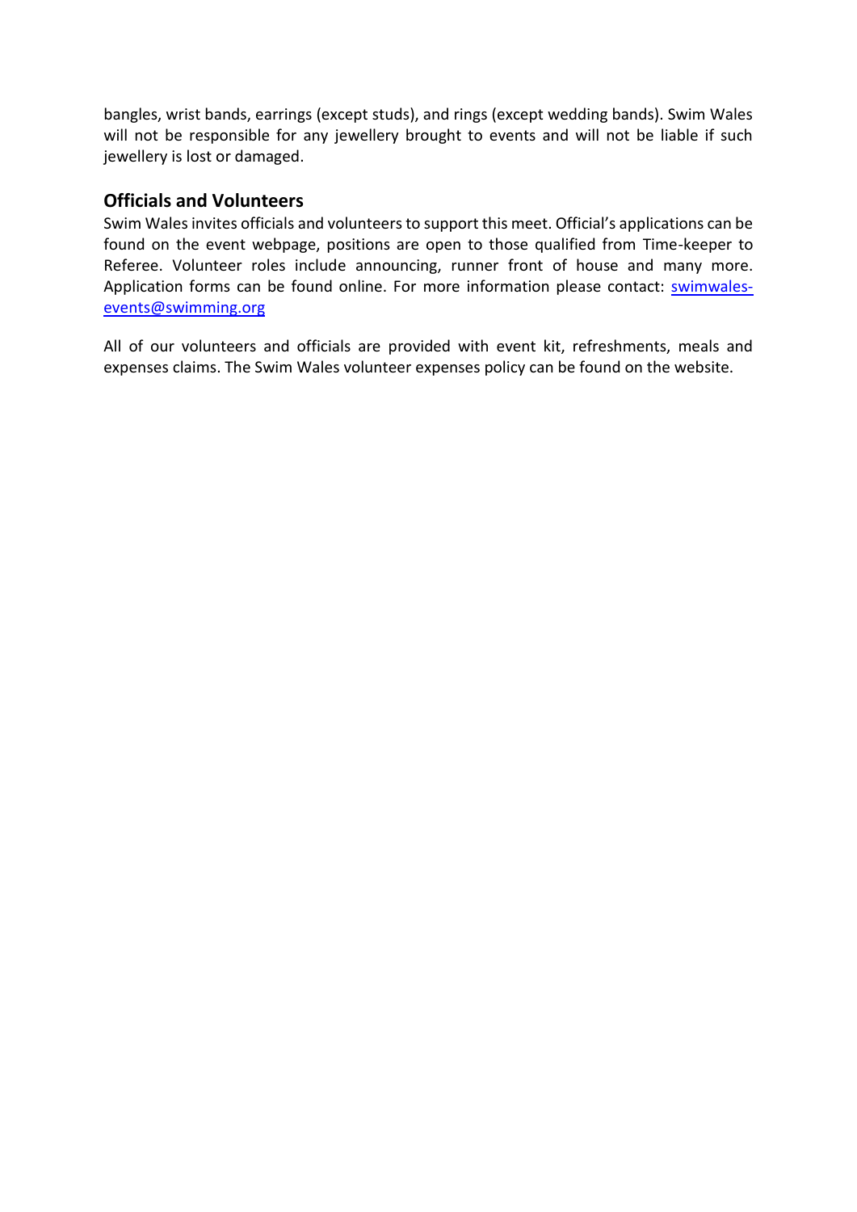bangles, wrist bands, earrings (except studs), and rings (except wedding bands). Swim Wales will not be responsible for any jewellery brought to events and will not be liable if such jewellery is lost or damaged.

## Officials and Volunteers

Swim Wales invites officials and volunteers to support this meet. Official's applications can be found on the event webpage, positions are open to those qualified from Time-keeper to Referee. Volunteer roles include announcing, runner front of house and many more. Application forms can be found online. For more information please contact: [swimwales-events@swimming.org](mailto:swimwales-events@swimming.org)

All of our volunteers and officials are provided with event kit, refreshments, meals and expenses claims. The Swim Wales volunteer expenses policy can be found on the website.